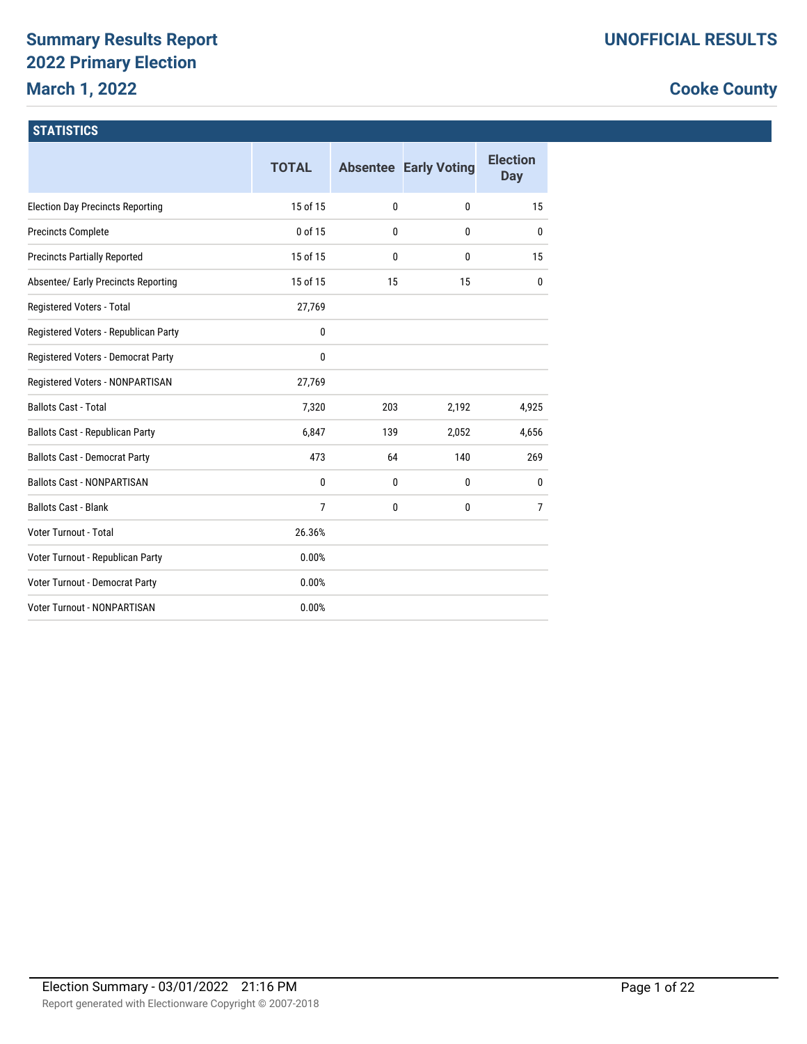# Summary Results Report
## 2022 Primary Election
### March 1, 2022

**UNOFFICIAL RESULTS**

**Cooke County**

## STATISTICS

| | TOTAL | Absentee | Early Voting | Election Day |
|---|---|---|---|---|
| Election Day Precincts Reporting | 15 of 15 | 0 | 0 | 15 |
| Precincts Complete | 0 of 15 | 0 | 0 | 0 |
| Precincts Partially Reported | 15 of 15 | 0 | 0 | 15 |
| Absentee/ Early Precincts Reporting | 15 of 15 | 15 | 15 | 0 |
| Registered Voters - Total | 27,769 | | | |
| Registered Voters - Republican Party | 0 | | | |
| Registered Voters - Democrat Party | 0 | | | |
| Registered Voters - NONPARTISAN | 27,769 | | | |
| Ballots Cast - Total | 7,320 | 203 | 2,192 | 4,925 |
| Ballots Cast - Republican Party | 6,847 | 139 | 2,052 | 4,656 |
| Ballots Cast - Democrat Party | 473 | 64 | 140 | 269 |
| Ballots Cast - NONPARTISAN | 0 | 0 | 0 | 0 |
| Ballots Cast - Blank | 7 | 0 | 0 | 7 |
| Voter Turnout - Total | 26.36% | | | |
| Voter Turnout - Republican Party | 0.00% | | | |
| Voter Turnout - Democrat Party | 0.00% | | | |
| Voter Turnout - NONPARTISAN | 0.00% | | | |

Election Summary - 03/01/2022 21:16 PM

Report generated with Electionware Copyright © 2007-2018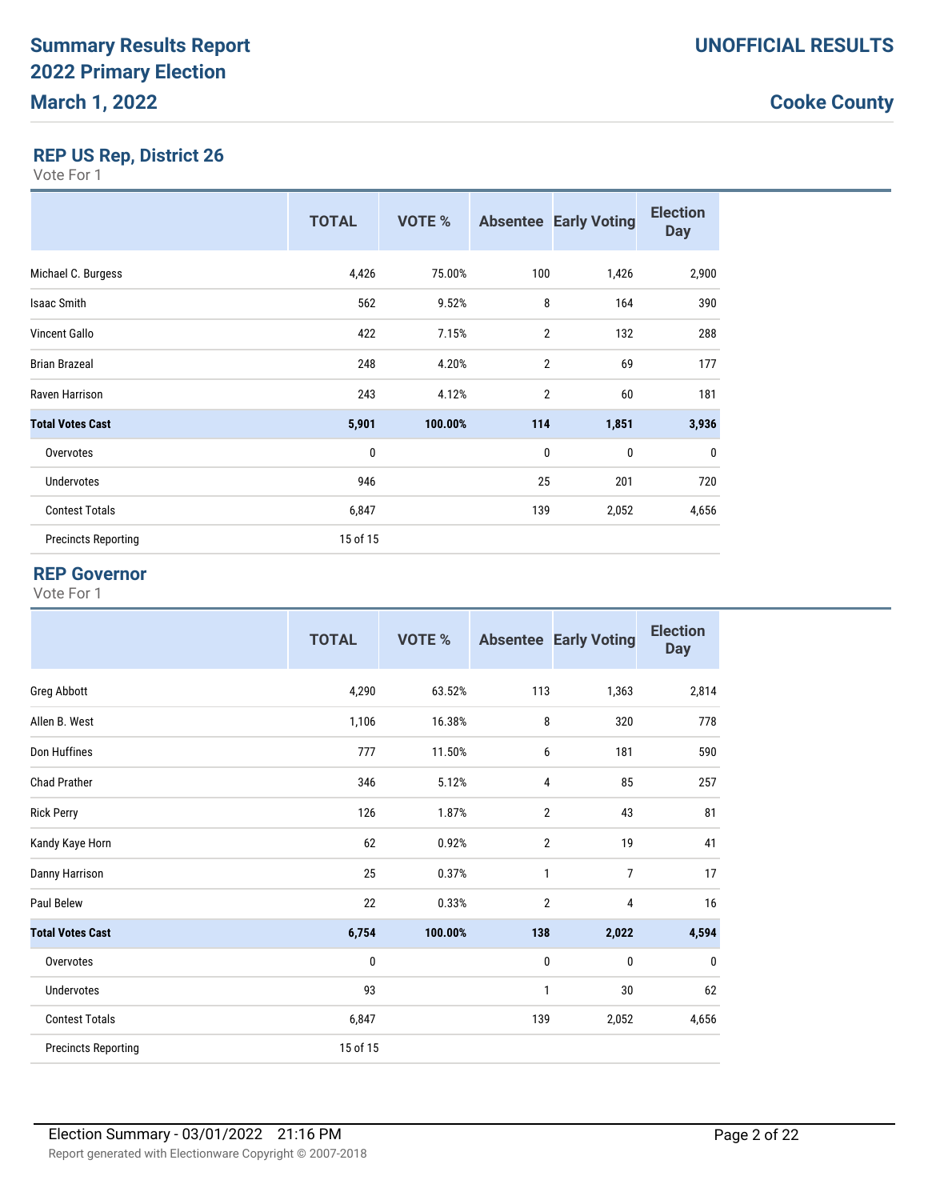# Summary Results Report
# 2022 Primary Election
# March 1, 2022

**UNOFFICIAL RESULTS**

**Cooke County**

## REP US Rep, District 26

Vote For 1

| | TOTAL | VOTE % | Absentee | Early Voting | Election Day |
|---|---|---|---|---|---|
| Michael C. Burgess | 4,426 | 75.00% | 100 | 1,426 | 2,900 |
| Isaac Smith | 562 | 9.52% | 8 | 164 | 390 |
| Vincent Gallo | 422 | 7.15% | 2 | 132 | 288 |
| Brian Brazeal | 248 | 4.20% | 2 | 69 | 177 |
| Raven Harrison | 243 | 4.12% | 2 | 60 | 181 |
| **Total Votes Cast** | **5,901** | **100.00%** | **114** | **1,851** | **3,936** |
| Overvotes | 0 | | 0 | 0 | 0 |
| Undervotes | 946 | | 25 | 201 | 720 |
| Contest Totals | 6,847 | | 139 | 2,052 | 4,656 |
| Precincts Reporting | 15 of 15 | | | | |

## REP Governor

Vote For 1

| | TOTAL | VOTE % | Absentee | Early Voting | Election Day |
|---|---|---|---|---|---|
| Greg Abbott | 4,290 | 63.52% | 113 | 1,363 | 2,814 |
| Allen B. West | 1,106 | 16.38% | 8 | 320 | 778 |
| Don Huffines | 777 | 11.50% | 6 | 181 | 590 |
| Chad Prather | 346 | 5.12% | 4 | 85 | 257 |
| Rick Perry | 126 | 1.87% | 2 | 43 | 81 |
| Kandy Kaye Horn | 62 | 0.92% | 2 | 19 | 41 |
| Danny Harrison | 25 | 0.37% | 1 | 7 | 17 |
| Paul Belew | 22 | 0.33% | 2 | 4 | 16 |
| **Total Votes Cast** | **6,754** | **100.00%** | **138** | **2,022** | **4,594** |
| Overvotes | 0 | | 0 | 0 | 0 |
| Undervotes | 93 | | 1 | 30 | 62 |
| Contest Totals | 6,847 | | 139 | 2,052 | 4,656 |
| Precincts Reporting | 15 of 15 | | | | |

Election Summary - 03/01/2022 21:16 PM

Report generated with Electionware Copyright © 2007-2018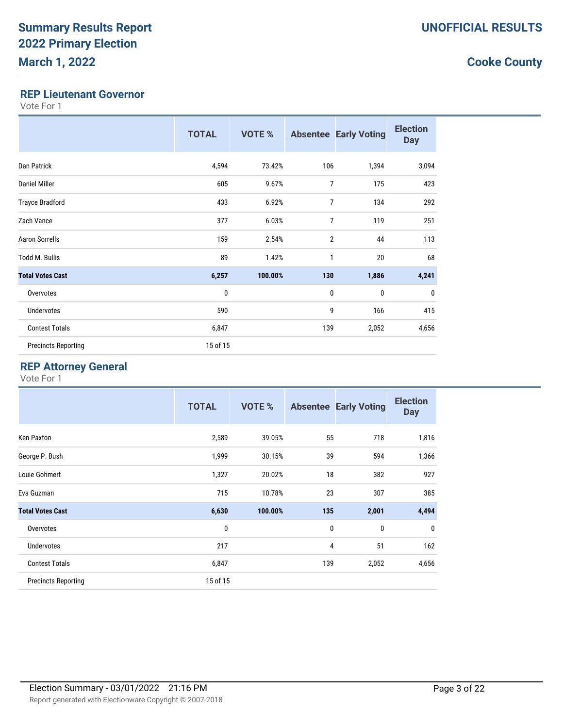# Summary Results Report
# 2022 Primary Election
# March 1, 2022

**UNOFFICIAL RESULTS**

**Cooke County**

## REP Lieutenant Governor

Vote For 1

| | TOTAL | VOTE % | Absentee | Early Voting | Election Day |
|---|---|---|---|---|---|
| Dan Patrick | 4,594 | 73.42% | 106 | 1,394 | 3,094 |
| Daniel Miller | 605 | 9.67% | 7 | 175 | 423 |
| Trayce Bradford | 433 | 6.92% | 7 | 134 | 292 |
| Zach Vance | 377 | 6.03% | 7 | 119 | 251 |
| Aaron Sorrells | 159 | 2.54% | 2 | 44 | 113 |
| Todd M. Bullis | 89 | 1.42% | 1 | 20 | 68 |
| **Total Votes Cast** | **6,257** | **100.00%** | **130** | **1,886** | **4,241** |
| Overvotes | 0 | | 0 | 0 | 0 |
| Undervotes | 590 | | 9 | 166 | 415 |
| Contest Totals | 6,847 | | 139 | 2,052 | 4,656 |
| Precincts Reporting | 15 of 15 | | | | |

## REP Attorney General

Vote For 1

| | TOTAL | VOTE % | Absentee | Early Voting | Election Day |
|---|---|---|---|---|---|
| Ken Paxton | 2,589 | 39.05% | 55 | 718 | 1,816 |
| George P. Bush | 1,999 | 30.15% | 39 | 594 | 1,366 |
| Louie Gohmert | 1,327 | 20.02% | 18 | 382 | 927 |
| Eva Guzman | 715 | 10.78% | 23 | 307 | 385 |
| **Total Votes Cast** | **6,630** | **100.00%** | **135** | **2,001** | **4,494** |
| Overvotes | 0 | | 0 | 0 | 0 |
| Undervotes | 217 | | 4 | 51 | 162 |
| Contest Totals | 6,847 | | 139 | 2,052 | 4,656 |
| Precincts Reporting | 15 of 15 | | | | |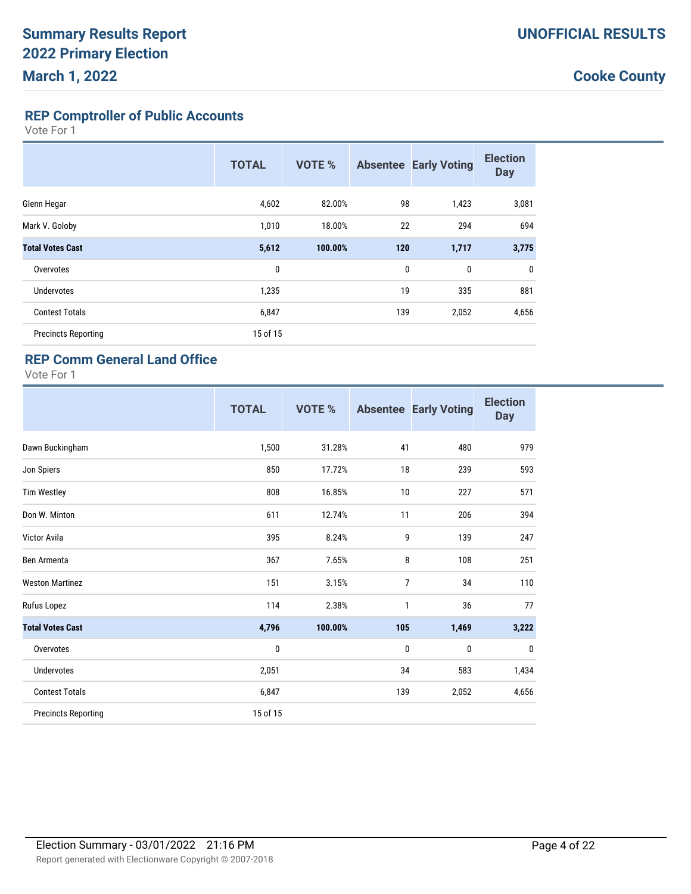# Summary Results Report
## 2022 Primary Election
## March 1, 2022

**UNOFFICIAL RESULTS**

**Cooke County**

### REP Comptroller of Public Accounts

Vote For 1

| | TOTAL | VOTE % | Absentee | Early Voting | Election Day |
|---|---|---|---|---|---|
| Glenn Hegar | 4,602 | 82.00% | 98 | 1,423 | 3,081 |
| Mark V. Goloby | 1,010 | 18.00% | 22 | 294 | 694 |
| **Total Votes Cast** | **5,612** | **100.00%** | **120** | **1,717** | **3,775** |
| Overvotes | 0 | | 0 | 0 | 0 |
| Undervotes | 1,235 | | 19 | 335 | 881 |
| Contest Totals | 6,847 | | 139 | 2,052 | 4,656 |
| Precincts Reporting | 15 of 15 | | | | |

### REP Comm General Land Office

Vote For 1

| | TOTAL | VOTE % | Absentee | Early Voting | Election Day |
|---|---|---|---|---|---|
| Dawn Buckingham | 1,500 | 31.28% | 41 | 480 | 979 |
| Jon Spiers | 850 | 17.72% | 18 | 239 | 593 |
| Tim Westley | 808 | 16.85% | 10 | 227 | 571 |
| Don W. Minton | 611 | 12.74% | 11 | 206 | 394 |
| Victor Avila | 395 | 8.24% | 9 | 139 | 247 |
| Ben Armenta | 367 | 7.65% | 8 | 108 | 251 |
| Weston Martinez | 151 | 3.15% | 7 | 34 | 110 |
| Rufus Lopez | 114 | 2.38% | 1 | 36 | 77 |
| **Total Votes Cast** | **4,796** | **100.00%** | **105** | **1,469** | **3,222** |
| Overvotes | 0 | | 0 | 0 | 0 |
| Undervotes | 2,051 | | 34 | 583 | 1,434 |
| Contest Totals | 6,847 | | 139 | 2,052 | 4,656 |
| Precincts Reporting | 15 of 15 | | | | |

Election Summary - 03/01/2022 21:16 PM

Report generated with Electionware Copyright © 2007-2018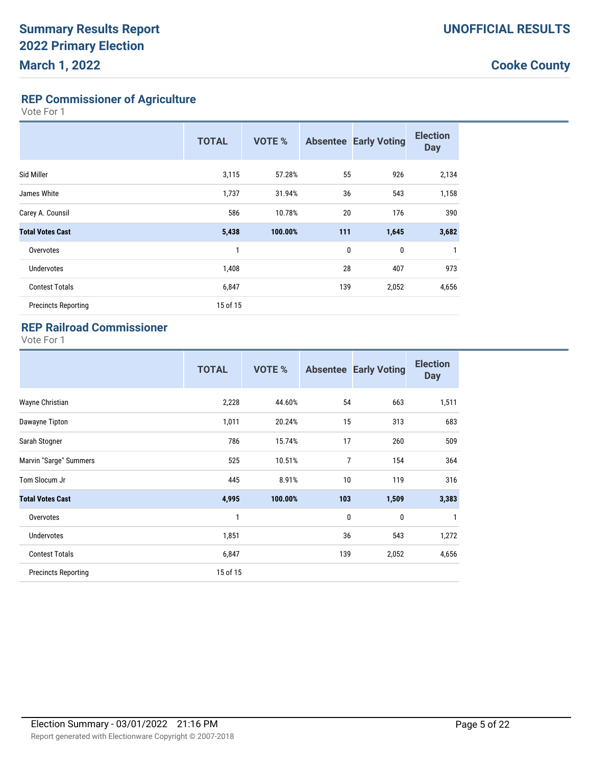# Summary Results Report
# 2022 Primary Election
# March 1, 2022

**UNOFFICIAL RESULTS**

**Cooke County**

## REP Commissioner of Agriculture

Vote For 1

| | TOTAL | VOTE % | Absentee | Early Voting | Election Day |
|---|---|---|---|---|---|
| Sid Miller | 3,115 | 57.28% | 55 | 926 | 2,134 |
| James White | 1,737 | 31.94% | 36 | 543 | 1,158 |
| Carey A. Counsil | 586 | 10.78% | 20 | 176 | 390 |
| **Total Votes Cast** | **5,438** | **100.00%** | **111** | **1,645** | **3,682** |
| Overvotes | 1 | | 0 | 0 | 1 |
| Undervotes | 1,408 | | 28 | 407 | 973 |
| Contest Totals | 6,847 | | 139 | 2,052 | 4,656 |
| Precincts Reporting | 15 of 15 | | | | |

## REP Railroad Commissioner

Vote For 1

| | TOTAL | VOTE % | Absentee | Early Voting | Election Day |
|---|---|---|---|---|---|
| Wayne Christian | 2,228 | 44.60% | 54 | 663 | 1,511 |
| Dawayne Tipton | 1,011 | 20.24% | 15 | 313 | 683 |
| Sarah Stogner | 786 | 15.74% | 17 | 260 | 509 |
| Marvin "Sarge" Summers | 525 | 10.51% | 7 | 154 | 364 |
| Tom Slocum Jr | 445 | 8.91% | 10 | 119 | 316 |
| **Total Votes Cast** | **4,995** | **100.00%** | **103** | **1,509** | **3,383** |
| Overvotes | 1 | | 0 | 0 | 1 |
| Undervotes | 1,851 | | 36 | 543 | 1,272 |
| Contest Totals | 6,847 | | 139 | 2,052 | 4,656 |
| Precincts Reporting | 15 of 15 | | | | |

Election Summary - 03/01/2022 21:16 PM

Report generated with Electionware Copyright © 2007-2018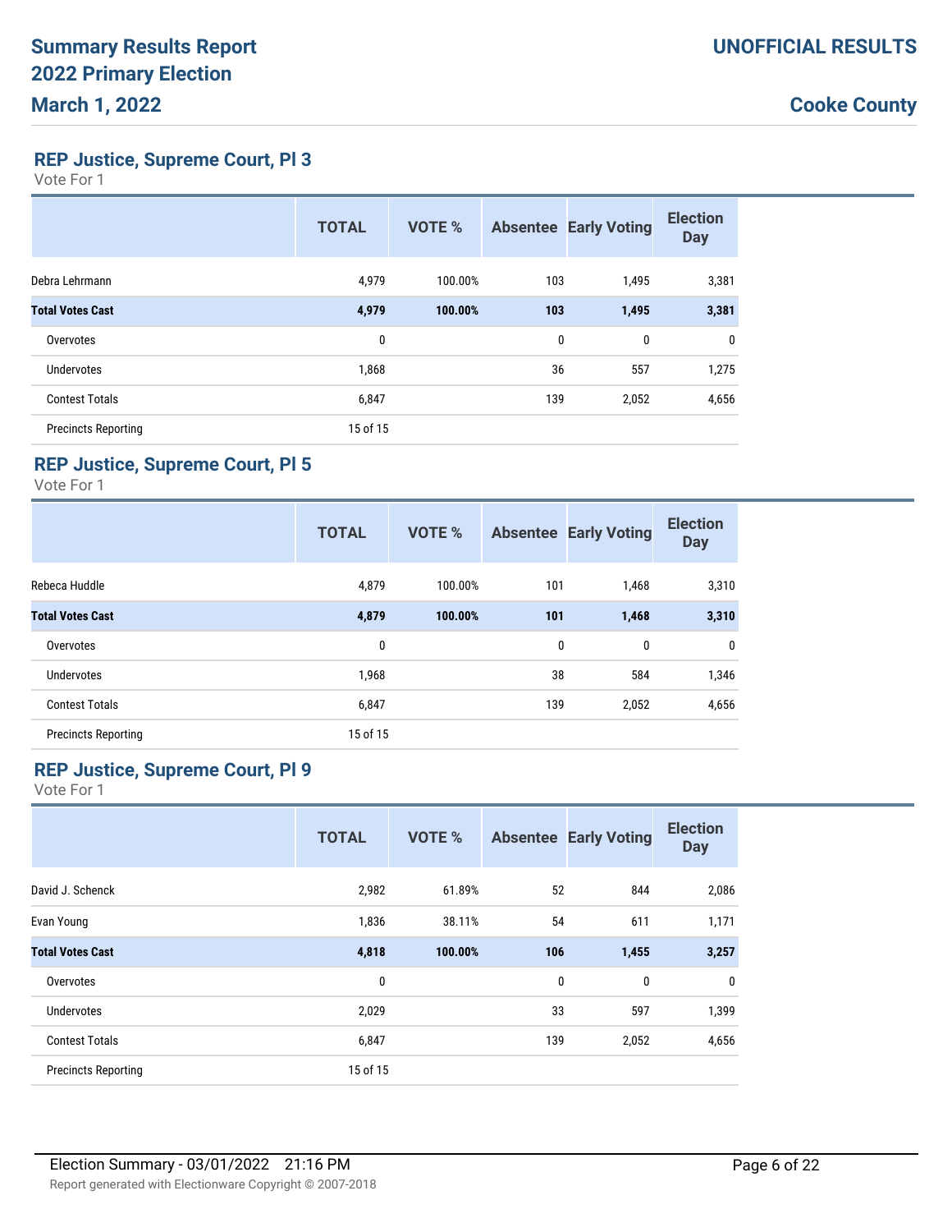# Summary Results Report
# 2022 Primary Election
# March 1, 2022

**UNOFFICIAL RESULTS**

**Cooke County**

## REP Justice, Supreme Court, Pl 3

Vote For 1

| | TOTAL | VOTE % | Absentee | Early Voting | Election Day |
|---|---|---|---|---|---|
| Debra Lehrmann | 4,979 | 100.00% | 103 | 1,495 | 3,381 |
| **Total Votes Cast** | **4,979** | **100.00%** | **103** | **1,495** | **3,381** |
| Overvotes | 0 | | 0 | 0 | 0 |
| Undervotes | 1,868 | | 36 | 557 | 1,275 |
| Contest Totals | 6,847 | | 139 | 2,052 | 4,656 |
| Precincts Reporting | 15 of 15 | | | | |

## REP Justice, Supreme Court, Pl 5

Vote For 1

| | TOTAL | VOTE % | Absentee | Early Voting | Election Day |
|---|---|---|---|---|---|
| Rebeca Huddle | 4,879 | 100.00% | 101 | 1,468 | 3,310 |
| **Total Votes Cast** | **4,879** | **100.00%** | **101** | **1,468** | **3,310** |
| Overvotes | 0 | | 0 | 0 | 0 |
| Undervotes | 1,968 | | 38 | 584 | 1,346 |
| Contest Totals | 6,847 | | 139 | 2,052 | 4,656 |
| Precincts Reporting | 15 of 15 | | | | |

## REP Justice, Supreme Court, Pl 9

Vote For 1

| | TOTAL | VOTE % | Absentee | Early Voting | Election Day |
|---|---|---|---|---|---|
| David J. Schenck | 2,982 | 61.89% | 52 | 844 | 2,086 |
| Evan Young | 1,836 | 38.11% | 54 | 611 | 1,171 |
| **Total Votes Cast** | **4,818** | **100.00%** | **106** | **1,455** | **3,257** |
| Overvotes | 0 | | 0 | 0 | 0 |
| Undervotes | 2,029 | | 33 | 597 | 1,399 |
| Contest Totals | 6,847 | | 139 | 2,052 | 4,656 |
| Precincts Reporting | 15 of 15 | | | | |

Election Summary - 03/01/2022 21:16 PM

Report generated with Electionware Copyright © 2007-2018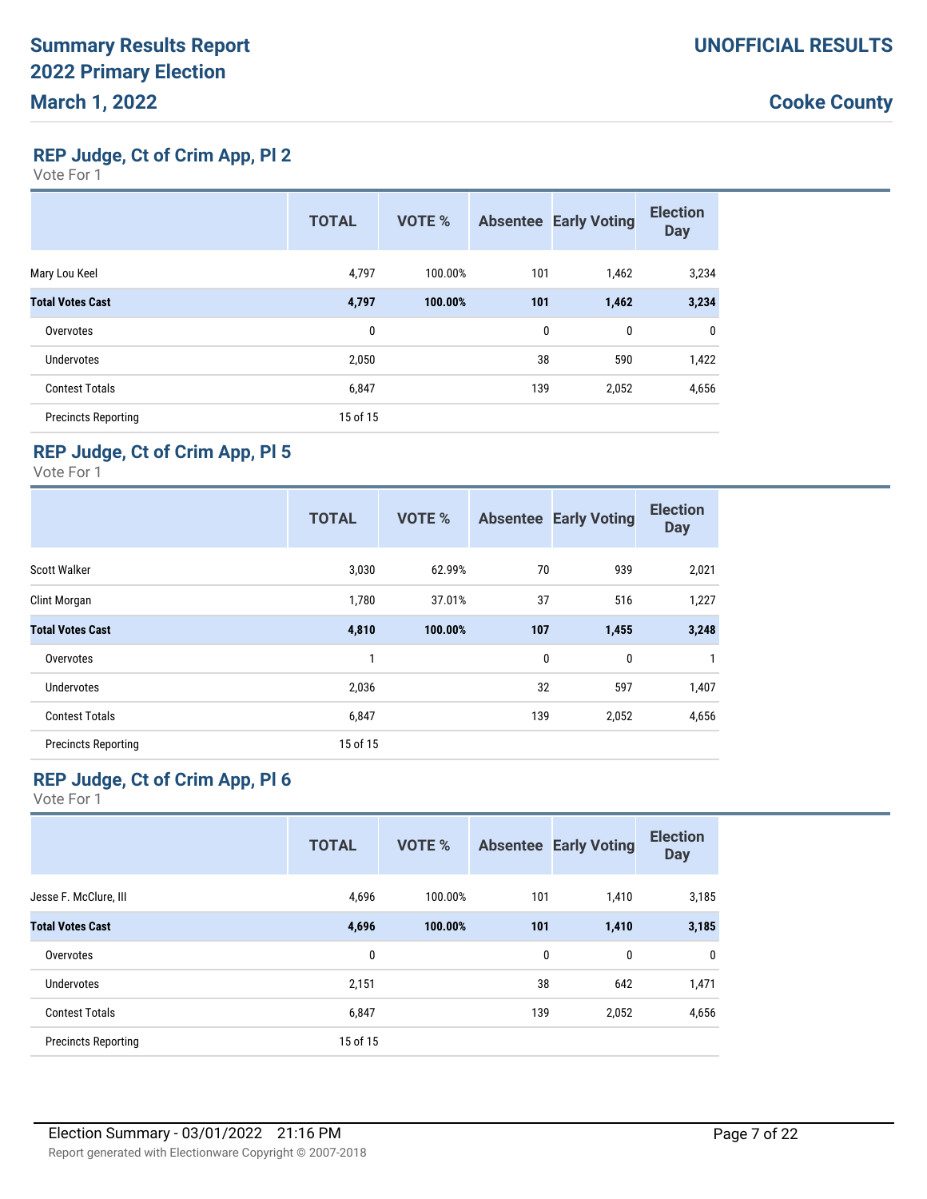# Summary Results Report
# 2022 Primary Election
# March 1, 2022

**UNOFFICIAL RESULTS**

**Cooke County**

## REP Judge, Ct of Crim App, Pl 2

Vote For 1

| | TOTAL | VOTE % | Absentee | Early Voting | Election Day |
|---|---|---|---|---|---|
| Mary Lou Keel | 4,797 | 100.00% | 101 | 1,462 | 3,234 |
| **Total Votes Cast** | **4,797** | **100.00%** | **101** | **1,462** | **3,234** |
| Overvotes | 0 | | 0 | 0 | 0 |
| Undervotes | 2,050 | | 38 | 590 | 1,422 |
| Contest Totals | 6,847 | | 139 | 2,052 | 4,656 |
| Precincts Reporting | 15 of 15 | | | | |

## REP Judge, Ct of Crim App, Pl 5

Vote For 1

| | TOTAL | VOTE % | Absentee | Early Voting | Election Day |
|---|---|---|---|---|---|
| Scott Walker | 3,030 | 62.99% | 70 | 939 | 2,021 |
| Clint Morgan | 1,780 | 37.01% | 37 | 516 | 1,227 |
| **Total Votes Cast** | **4,810** | **100.00%** | **107** | **1,455** | **3,248** |
| Overvotes | 1 | | 0 | 0 | 1 |
| Undervotes | 2,036 | | 32 | 597 | 1,407 |
| Contest Totals | 6,847 | | 139 | 2,052 | 4,656 |
| Precincts Reporting | 15 of 15 | | | | |

## REP Judge, Ct of Crim App, Pl 6

Vote For 1

| | TOTAL | VOTE % | Absentee | Early Voting | Election Day |
|---|---|---|---|---|---|
| Jesse F. McClure, III | 4,696 | 100.00% | 101 | 1,410 | 3,185 |
| **Total Votes Cast** | **4,696** | **100.00%** | **101** | **1,410** | **3,185** |
| Overvotes | 0 | | 0 | 0 | 0 |
| Undervotes | 2,151 | | 38 | 642 | 1,471 |
| Contest Totals | 6,847 | | 139 | 2,052 | 4,656 |
| Precincts Reporting | 15 of 15 | | | | |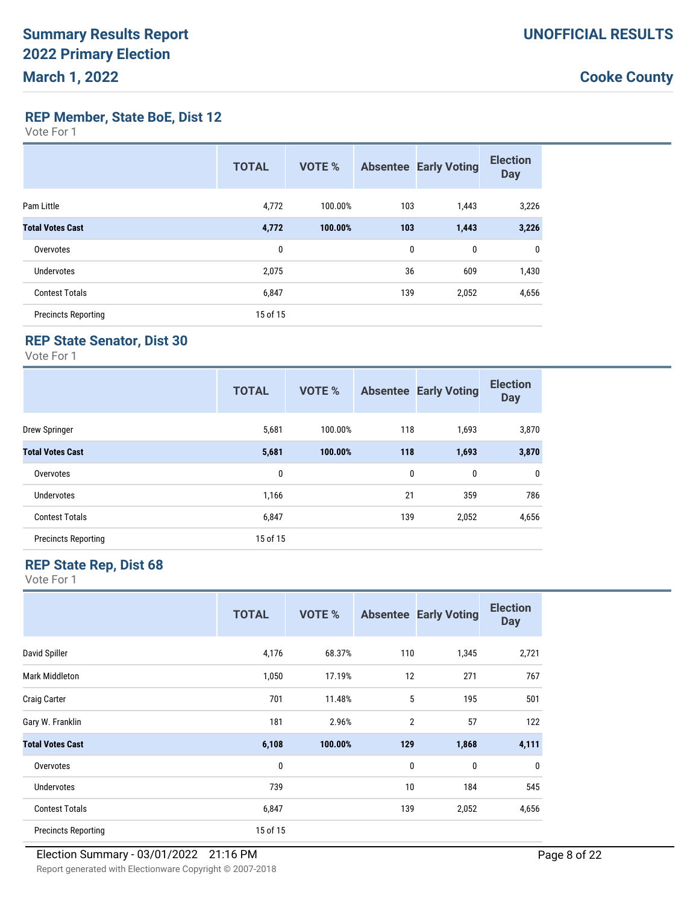# Summary Results Report
# 2022 Primary Election
# March 1, 2022

**UNOFFICIAL RESULTS**

**Cooke County**

## REP Member, State BoE, Dist 12

Vote For 1

| | TOTAL | VOTE % | Absentee | Early Voting | Election Day |
|---|---|---|---|---|---|
| Pam Little | 4,772 | 100.00% | 103 | 1,443 | 3,226 |
| **Total Votes Cast** | **4,772** | **100.00%** | **103** | **1,443** | **3,226** |
| Overvotes | 0 | | 0 | 0 | 0 |
| Undervotes | 2,075 | | 36 | 609 | 1,430 |
| Contest Totals | 6,847 | | 139 | 2,052 | 4,656 |
| Precincts Reporting | 15 of 15 | | | | |

## REP State Senator, Dist 30

Vote For 1

| | TOTAL | VOTE % | Absentee | Early Voting | Election Day |
|---|---|---|---|---|---|
| Drew Springer | 5,681 | 100.00% | 118 | 1,693 | 3,870 |
| **Total Votes Cast** | **5,681** | **100.00%** | **118** | **1,693** | **3,870** |
| Overvotes | 0 | | 0 | 0 | 0 |
| Undervotes | 1,166 | | 21 | 359 | 786 |
| Contest Totals | 6,847 | | 139 | 2,052 | 4,656 |
| Precincts Reporting | 15 of 15 | | | | |

## REP State Rep, Dist 68

Vote For 1

| | TOTAL | VOTE % | Absentee | Early Voting | Election Day |
|---|---|---|---|---|---|
| David Spiller | 4,176 | 68.37% | 110 | 1,345 | 2,721 |
| Mark Middleton | 1,050 | 17.19% | 12 | 271 | 767 |
| Craig Carter | 701 | 11.48% | 5 | 195 | 501 |
| Gary W. Franklin | 181 | 2.96% | 2 | 57 | 122 |
| **Total Votes Cast** | **6,108** | **100.00%** | **129** | **1,868** | **4,111** |
| Overvotes | 0 | | 0 | 0 | 0 |
| Undervotes | 739 | | 10 | 184 | 545 |
| Contest Totals | 6,847 | | 139 | 2,052 | 4,656 |
| Precincts Reporting | 15 of 15 | | | | |

Election Summary - 03/01/2022 21:16 PM

Report generated with Electionware Copyright © 2007-2018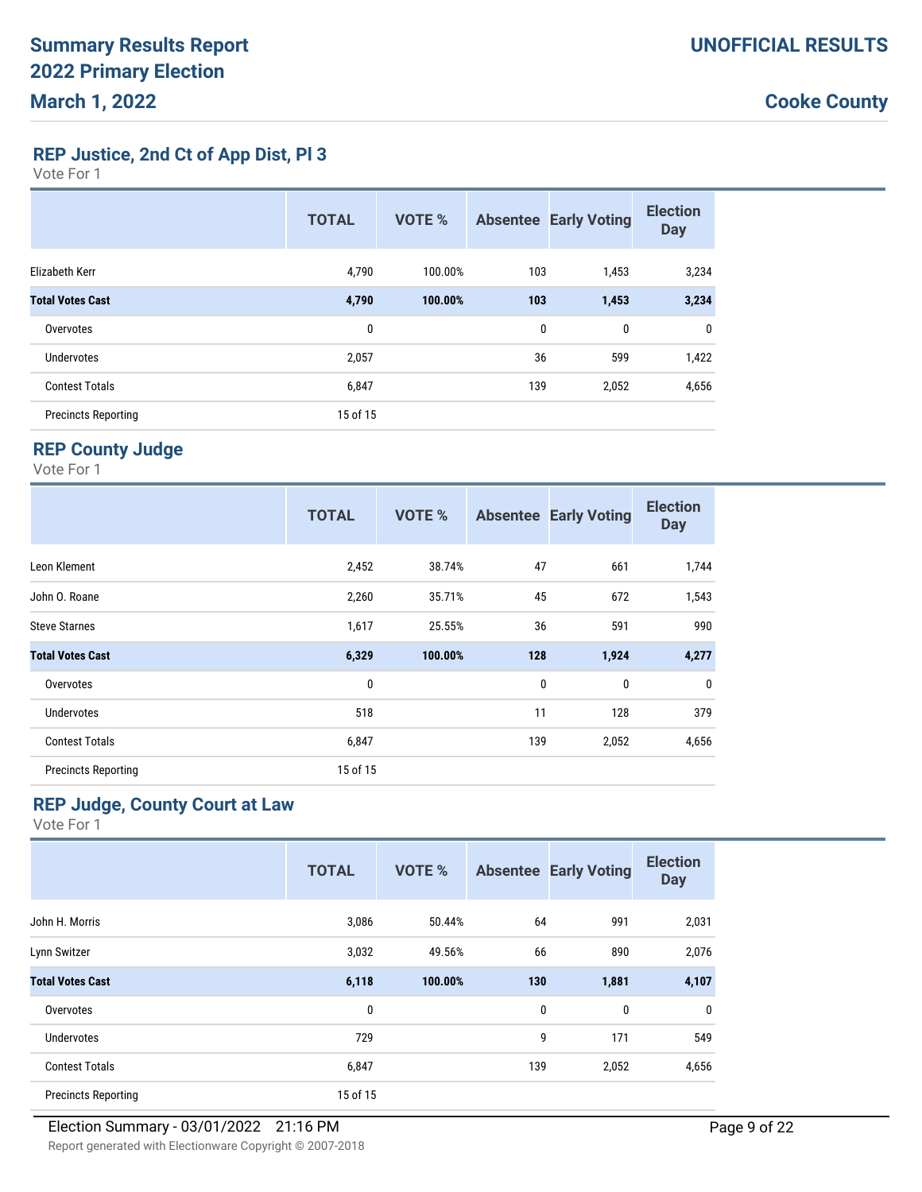# Summary Results Report
# 2022 Primary Election
# March 1, 2022

**UNOFFICIAL RESULTS**

**Cooke County**

## REP Justice, 2nd Ct of App Dist, Pl 3

Vote For 1

| | TOTAL | VOTE % | Absentee | Early Voting | Election Day |
|---|---|---|---|---|---|
| Elizabeth Kerr | 4,790 | 100.00% | 103 | 1,453 | 3,234 |
| **Total Votes Cast** | **4,790** | **100.00%** | **103** | **1,453** | **3,234** |
| Overvotes | 0 | | 0 | 0 | 0 |
| Undervotes | 2,057 | | 36 | 599 | 1,422 |
| Contest Totals | 6,847 | | 139 | 2,052 | 4,656 |
| Precincts Reporting | 15 of 15 | | | | |

## REP County Judge

Vote For 1

| | TOTAL | VOTE % | Absentee | Early Voting | Election Day |
|---|---|---|---|---|---|
| Leon Klement | 2,452 | 38.74% | 47 | 661 | 1,744 |
| John O. Roane | 2,260 | 35.71% | 45 | 672 | 1,543 |
| Steve Starnes | 1,617 | 25.55% | 36 | 591 | 990 |
| **Total Votes Cast** | **6,329** | **100.00%** | **128** | **1,924** | **4,277** |
| Overvotes | 0 | | 0 | 0 | 0 |
| Undervotes | 518 | | 11 | 128 | 379 |
| Contest Totals | 6,847 | | 139 | 2,052 | 4,656 |
| Precincts Reporting | 15 of 15 | | | | |

## REP Judge, County Court at Law

Vote For 1

| | TOTAL | VOTE % | Absentee | Early Voting | Election Day |
|---|---|---|---|---|---|
| John H. Morris | 3,086 | 50.44% | 64 | 991 | 2,031 |
| Lynn Switzer | 3,032 | 49.56% | 66 | 890 | 2,076 |
| **Total Votes Cast** | **6,118** | **100.00%** | **130** | **1,881** | **4,107** |
| Overvotes | 0 | | 0 | 0 | 0 |
| Undervotes | 729 | | 9 | 171 | 549 |
| Contest Totals | 6,847 | | 139 | 2,052 | 4,656 |
| Precincts Reporting | 15 of 15 | | | | |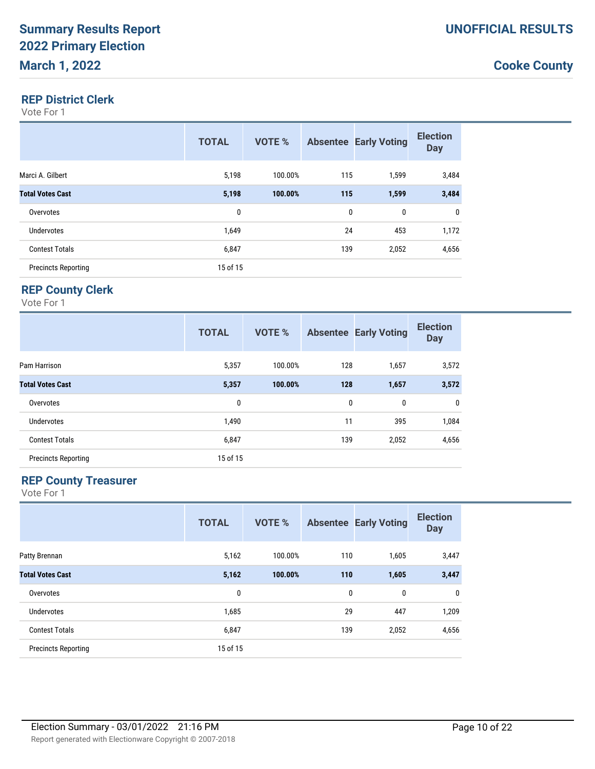# Summary Results Report
# 2022 Primary Election
# March 1, 2022

**UNOFFICIAL RESULTS**

**Cooke County**

## REP District Clerk

Vote For 1

| | TOTAL | VOTE % | Absentee | Early Voting | Election Day |
|---|---|---|---|---|---|
| Marci A. Gilbert | 5,198 | 100.00% | 115 | 1,599 | 3,484 |
| **Total Votes Cast** | **5,198** | **100.00%** | **115** | **1,599** | **3,484** |
| Overvotes | 0 | | 0 | 0 | 0 |
| Undervotes | 1,649 | | 24 | 453 | 1,172 |
| Contest Totals | 6,847 | | 139 | 2,052 | 4,656 |
| Precincts Reporting | 15 of 15 | | | | |

## REP County Clerk

Vote For 1

| | TOTAL | VOTE % | Absentee | Early Voting | Election Day |
|---|---|---|---|---|---|
| Pam Harrison | 5,357 | 100.00% | 128 | 1,657 | 3,572 |
| **Total Votes Cast** | **5,357** | **100.00%** | **128** | **1,657** | **3,572** |
| Overvotes | 0 | | 0 | 0 | 0 |
| Undervotes | 1,490 | | 11 | 395 | 1,084 |
| Contest Totals | 6,847 | | 139 | 2,052 | 4,656 |
| Precincts Reporting | 15 of 15 | | | | |

## REP County Treasurer

Vote For 1

| | TOTAL | VOTE % | Absentee | Early Voting | Election Day |
|---|---|---|---|---|---|
| Patty Brennan | 5,162 | 100.00% | 110 | 1,605 | 3,447 |
| **Total Votes Cast** | **5,162** | **100.00%** | **110** | **1,605** | **3,447** |
| Overvotes | 0 | | 0 | 0 | 0 |
| Undervotes | 1,685 | | 29 | 447 | 1,209 |
| Contest Totals | 6,847 | | 139 | 2,052 | 4,656 |
| Precincts Reporting | 15 of 15 | | | | |

Election Summary - 03/01/2022 21:16 PM

Report generated with Electionware Copyright © 2007-2018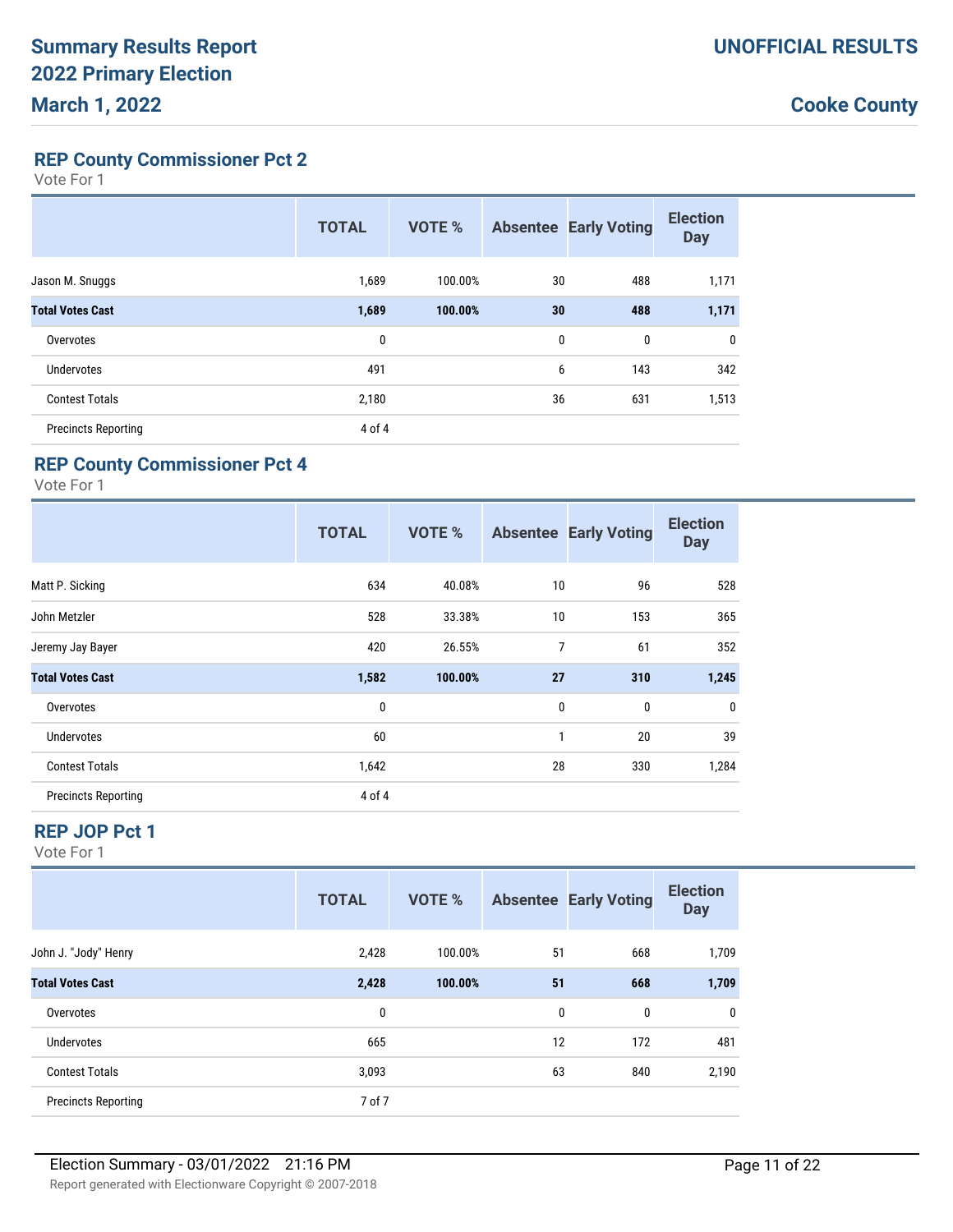# Summary Results Report
# 2022 Primary Election
# March 1, 2022

**UNOFFICIAL RESULTS**

**Cooke County**

## REP County Commissioner Pct 2

Vote For 1

| | TOTAL | VOTE % | Absentee | Early Voting | Election Day |
|---|---|---|---|---|---|
| Jason M. Snuggs | 1,689 | 100.00% | 30 | 488 | 1,171 |
| **Total Votes Cast** | **1,689** | **100.00%** | **30** | **488** | **1,171** |
| Overvotes | 0 | | 0 | 0 | 0 |
| Undervotes | 491 | | 6 | 143 | 342 |
| Contest Totals | 2,180 | | 36 | 631 | 1,513 |
| Precincts Reporting | 4 of 4 | | | | |

## REP County Commissioner Pct 4

Vote For 1

| | TOTAL | VOTE % | Absentee | Early Voting | Election Day |
|---|---|---|---|---|---|
| Matt P. Sicking | 634 | 40.08% | 10 | 96 | 528 |
| John Metzler | 528 | 33.38% | 10 | 153 | 365 |
| Jeremy Jay Bayer | 420 | 26.55% | 7 | 61 | 352 |
| **Total Votes Cast** | **1,582** | **100.00%** | **27** | **310** | **1,245** |
| Overvotes | 0 | | 0 | 0 | 0 |
| Undervotes | 60 | | 1 | 20 | 39 |
| Contest Totals | 1,642 | | 28 | 330 | 1,284 |
| Precincts Reporting | 4 of 4 | | | | |

## REP JOP Pct 1

Vote For 1

| | TOTAL | VOTE % | Absentee | Early Voting | Election Day |
|---|---|---|---|---|---|
| John J. "Jody" Henry | 2,428 | 100.00% | 51 | 668 | 1,709 |
| **Total Votes Cast** | **2,428** | **100.00%** | **51** | **668** | **1,709** |
| Overvotes | 0 | | 0 | 0 | 0 |
| Undervotes | 665 | | 12 | 172 | 481 |
| Contest Totals | 3,093 | | 63 | 840 | 2,190 |
| Precincts Reporting | 7 of 7 | | | | |

Election Summary - 03/01/2022 21:16 PM

Report generated with Electionware Copyright © 2007-2018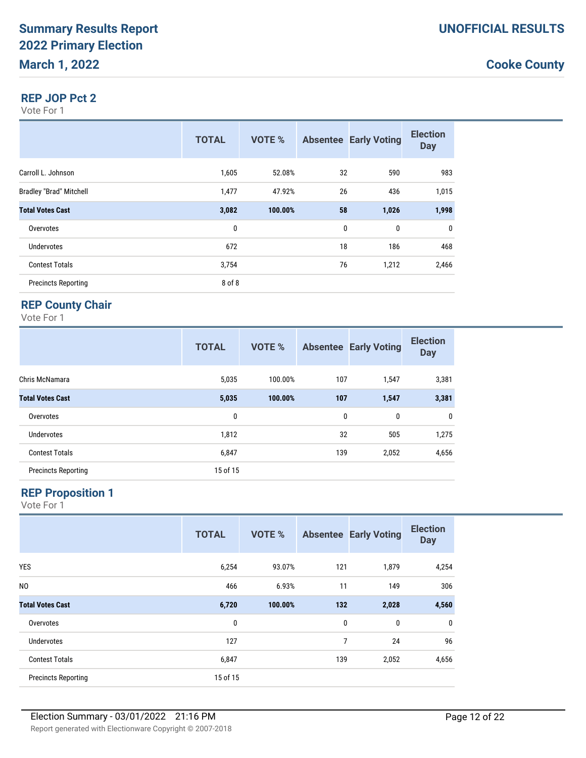## REP JOP Pct 2

Vote For 1

| | TOTAL | VOTE % | Absentee | Early Voting | Election Day |
|---|---|---|---|---|---|
| Carroll L. Johnson | 1,605 | 52.08% | 32 | 590 | 983 |
| Bradley "Brad" Mitchell | 1,477 | 47.92% | 26 | 436 | 1,015 |
| **Total Votes Cast** | **3,082** | **100.00%** | **58** | **1,026** | **1,998** |
| Overvotes | 0 | | 0 | 0 | 0 |
| Undervotes | 672 | | 18 | 186 | 468 |
| Contest Totals | 3,754 | | 76 | 1,212 | 2,466 |
| Precincts Reporting | 8 of 8 | | | | |

## REP County Chair

Vote For 1

| | TOTAL | VOTE % | Absentee | Early Voting | Election Day |
|---|---|---|---|---|---|
| Chris McNamara | 5,035 | 100.00% | 107 | 1,547 | 3,381 |
| **Total Votes Cast** | **5,035** | **100.00%** | **107** | **1,547** | **3,381** |
| Overvotes | 0 | | 0 | 0 | 0 |
| Undervotes | 1,812 | | 32 | 505 | 1,275 |
| Contest Totals | 6,847 | | 139 | 2,052 | 4,656 |
| Precincts Reporting | 15 of 15 | | | | |

## REP Proposition 1

Vote For 1

| | TOTAL | VOTE % | Absentee | Early Voting | Election Day |
|---|---|---|---|---|---|
| YES | 6,254 | 93.07% | 121 | 1,879 | 4,254 |
| NO | 466 | 6.93% | 11 | 149 | 306 |
| **Total Votes Cast** | **6,720** | **100.00%** | **132** | **2,028** | **4,560** |
| Overvotes | 0 | | 0 | 0 | 0 |
| Undervotes | 127 | | 7 | 24 | 96 |
| Contest Totals | 6,847 | | 139 | 2,052 | 4,656 |
| Precincts Reporting | 15 of 15 | | | | |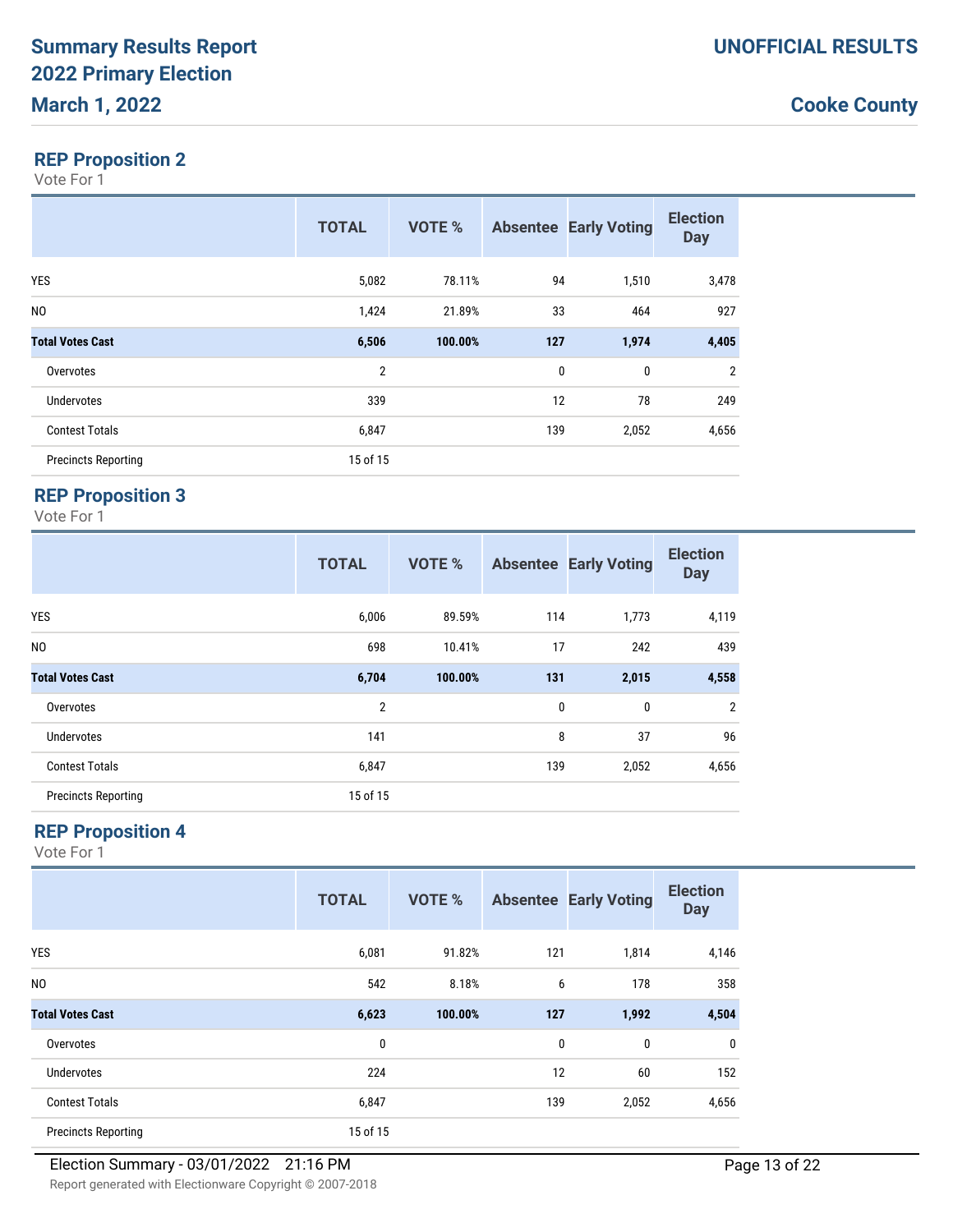## REP Proposition 2

Vote For 1

| | TOTAL | VOTE % | Absentee | Early Voting | Election Day |
|---|---|---|---|---|---|
| YES | 5,082 | 78.11% | 94 | 1,510 | 3,478 |
| NO | 1,424 | 21.89% | 33 | 464 | 927 |
| **Total Votes Cast** | **6,506** | **100.00%** | **127** | **1,974** | **4,405** |
| Overvotes | 2 | | 0 | 0 | 2 |
| Undervotes | 339 | | 12 | 78 | 249 |
| Contest Totals | 6,847 | | 139 | 2,052 | 4,656 |
| Precincts Reporting | 15 of 15 | | | | |

## REP Proposition 3

Vote For 1

| | TOTAL | VOTE % | Absentee | Early Voting | Election Day |
|---|---|---|---|---|---|
| YES | 6,006 | 89.59% | 114 | 1,773 | 4,119 |
| NO | 698 | 10.41% | 17 | 242 | 439 |
| **Total Votes Cast** | **6,704** | **100.00%** | **131** | **2,015** | **4,558** |
| Overvotes | 2 | | 0 | 0 | 2 |
| Undervotes | 141 | | 8 | 37 | 96 |
| Contest Totals | 6,847 | | 139 | 2,052 | 4,656 |
| Precincts Reporting | 15 of 15 | | | | |

## REP Proposition 4

Vote For 1

| | TOTAL | VOTE % | Absentee | Early Voting | Election Day |
|---|---|---|---|---|---|
| YES | 6,081 | 91.82% | 121 | 1,814 | 4,146 |
| NO | 542 | 8.18% | 6 | 178 | 358 |
| **Total Votes Cast** | **6,623** | **100.00%** | **127** | **1,992** | **4,504** |
| Overvotes | 0 | | 0 | 0 | 0 |
| Undervotes | 224 | | 12 | 60 | 152 |
| Contest Totals | 6,847 | | 139 | 2,052 | 4,656 |
| Precincts Reporting | 15 of 15 | | | | |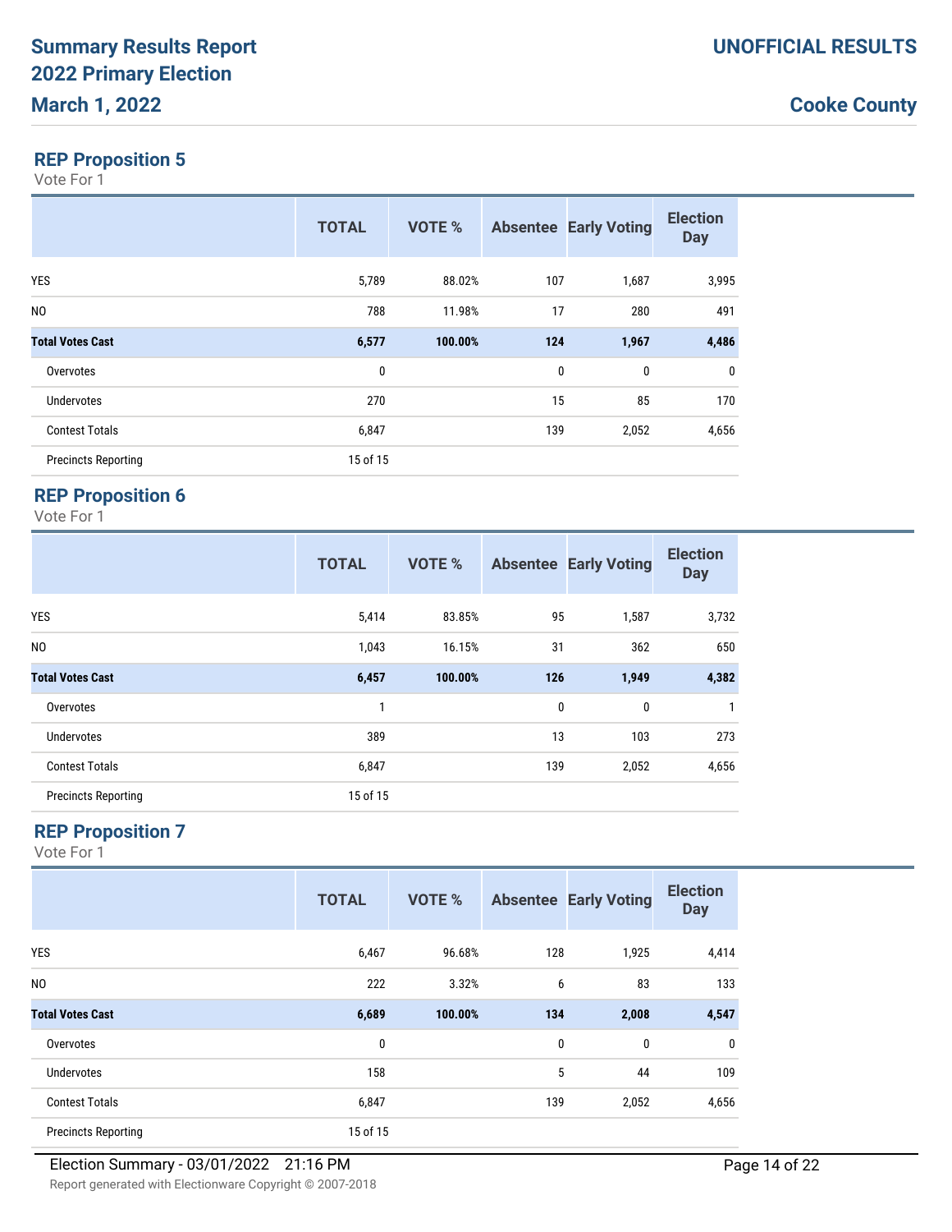# Summary Results Report
# 2022 Primary Election
# March 1, 2022

**UNOFFICIAL RESULTS**

**Cooke County**

## REP Proposition 5

Vote For 1

| | TOTAL | VOTE % | Absentee | Early Voting | Election Day |
|---|---|---|---|---|---|
| YES | 5,789 | 88.02% | 107 | 1,687 | 3,995 |
| NO | 788 | 11.98% | 17 | 280 | 491 |
| **Total Votes Cast** | **6,577** | **100.00%** | **124** | **1,967** | **4,486** |
| Overvotes | 0 | | 0 | 0 | 0 |
| Undervotes | 270 | | 15 | 85 | 170 |
| Contest Totals | 6,847 | | 139 | 2,052 | 4,656 |
| Precincts Reporting | 15 of 15 | | | | |

## REP Proposition 6

Vote For 1

| | TOTAL | VOTE % | Absentee | Early Voting | Election Day |
|---|---|---|---|---|---|
| YES | 5,414 | 83.85% | 95 | 1,587 | 3,732 |
| NO | 1,043 | 16.15% | 31 | 362 | 650 |
| **Total Votes Cast** | **6,457** | **100.00%** | **126** | **1,949** | **4,382** |
| Overvotes | 1 | | 0 | 0 | 1 |
| Undervotes | 389 | | 13 | 103 | 273 |
| Contest Totals | 6,847 | | 139 | 2,052 | 4,656 |
| Precincts Reporting | 15 of 15 | | | | |

## REP Proposition 7

Vote For 1

| | TOTAL | VOTE % | Absentee | Early Voting | Election Day |
|---|---|---|---|---|---|
| YES | 6,467 | 96.68% | 128 | 1,925 | 4,414 |
| NO | 222 | 3.32% | 6 | 83 | 133 |
| **Total Votes Cast** | **6,689** | **100.00%** | **134** | **2,008** | **4,547** |
| Overvotes | 0 | | 0 | 0 | 0 |
| Undervotes | 158 | | 5 | 44 | 109 |
| Contest Totals | 6,847 | | 139 | 2,052 | 4,656 |
| Precincts Reporting | 15 of 15 | | | | |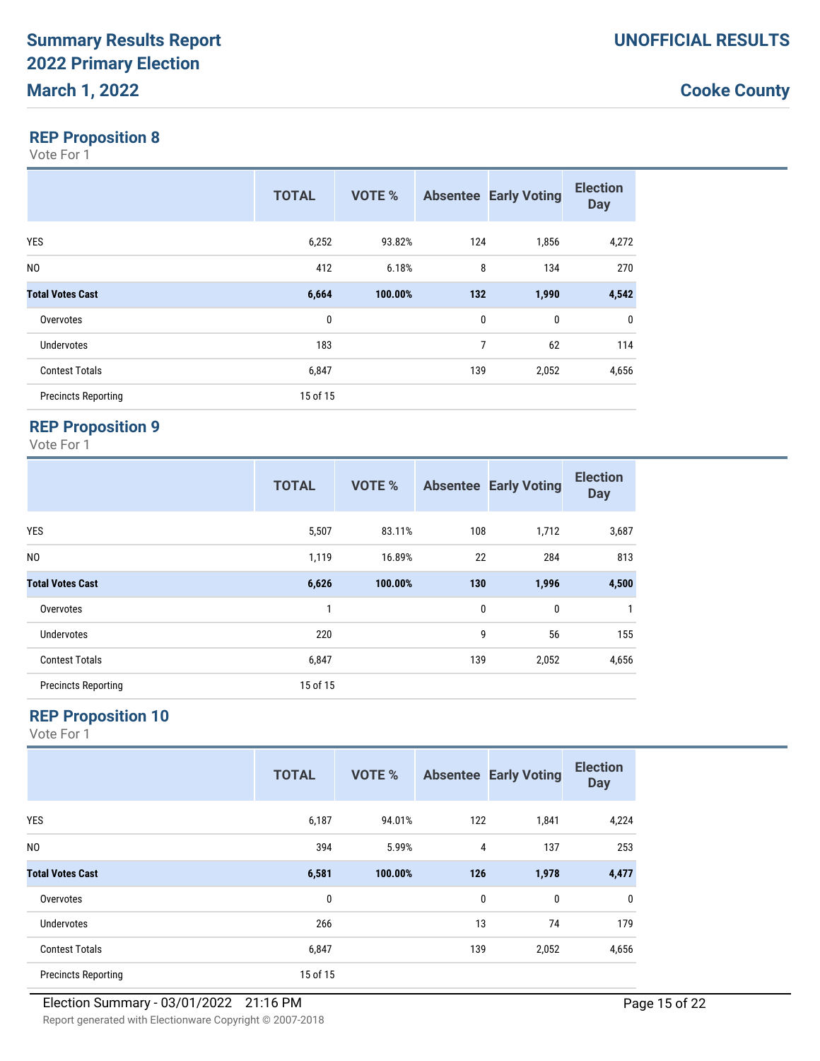# Summary Results Report 2022 Primary Election March 1, 2022

UNOFFICIAL RESULTS

Cooke County

## REP Proposition 8

Vote For 1

| | TOTAL | VOTE % | Absentee | Early Voting | Election Day |
|---|---|---|---|---|---|
| YES | 6,252 | 93.82% | 124 | 1,856 | 4,272 |
| NO | 412 | 6.18% | 8 | 134 | 270 |
| **Total Votes Cast** | **6,664** | **100.00%** | **132** | **1,990** | **4,542** |
| Overvotes | 0 | | 0 | 0 | 0 |
| Undervotes | 183 | | 7 | 62 | 114 |
| Contest Totals | 6,847 | | 139 | 2,052 | 4,656 |
| Precincts Reporting | 15 of 15 | | | | |

## REP Proposition 9

Vote For 1

| | TOTAL | VOTE % | Absentee | Early Voting | Election Day |
|---|---|---|---|---|---|
| YES | 5,507 | 83.11% | 108 | 1,712 | 3,687 |
| NO | 1,119 | 16.89% | 22 | 284 | 813 |
| **Total Votes Cast** | **6,626** | **100.00%** | **130** | **1,996** | **4,500** |
| Overvotes | 1 | | 0 | 0 | 1 |
| Undervotes | 220 | | 9 | 56 | 155 |
| Contest Totals | 6,847 | | 139 | 2,052 | 4,656 |
| Precincts Reporting | 15 of 15 | | | | |

## REP Proposition 10

Vote For 1

| | TOTAL | VOTE % | Absentee | Early Voting | Election Day |
|---|---|---|---|---|---|
| YES | 6,187 | 94.01% | 122 | 1,841 | 4,224 |
| NO | 394 | 5.99% | 4 | 137 | 253 |
| **Total Votes Cast** | **6,581** | **100.00%** | **126** | **1,978** | **4,477** |
| Overvotes | 0 | | 0 | 0 | 0 |
| Undervotes | 266 | | 13 | 74 | 179 |
| Contest Totals | 6,847 | | 139 | 2,052 | 4,656 |
| Precincts Reporting | 15 of 15 | | | | |

Election Summary - 03/01/2022 21:16 PM

Report generated with Electionware Copyright © 2007-2018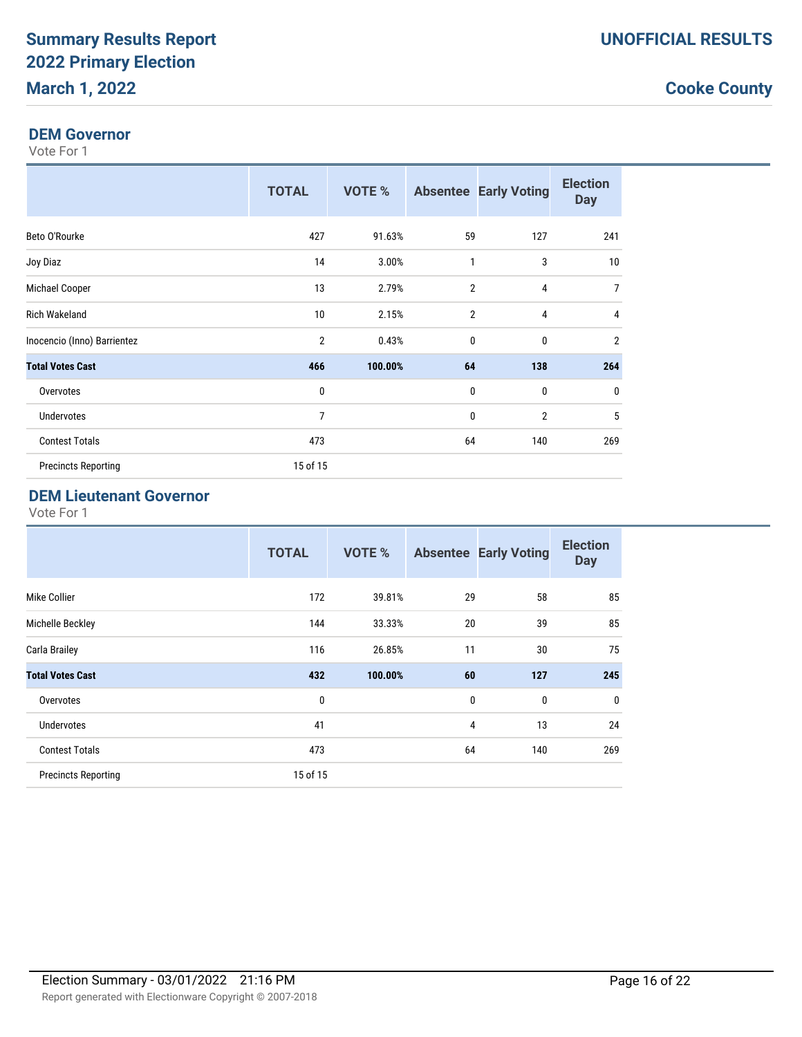# Summary Results Report
# 2022 Primary Election
# March 1, 2022

**UNOFFICIAL RESULTS**

**Cooke County**

## DEM Governor

Vote For 1

| | TOTAL | VOTE % | Absentee | Early Voting | Election Day |
|---|---|---|---|---|---|
| Beto O'Rourke | 427 | 91.63% | 59 | 127 | 241 |
| Joy Diaz | 14 | 3.00% | 1 | 3 | 10 |
| Michael Cooper | 13 | 2.79% | 2 | 4 | 7 |
| Rich Wakeland | 10 | 2.15% | 2 | 4 | 4 |
| Inocencio (Inno) Barrientez | 2 | 0.43% | 0 | 0 | 2 |
| **Total Votes Cast** | **466** | **100.00%** | **64** | **138** | **264** |
| Overvotes | 0 | | 0 | 0 | 0 |
| Undervotes | 7 | | 0 | 2 | 5 |
| Contest Totals | 473 | | 64 | 140 | 269 |
| Precincts Reporting | 15 of 15 | | | | |

## DEM Lieutenant Governor

Vote For 1

| | TOTAL | VOTE % | Absentee | Early Voting | Election Day |
|---|---|---|---|---|---|
| Mike Collier | 172 | 39.81% | 29 | 58 | 85 |
| Michelle Beckley | 144 | 33.33% | 20 | 39 | 85 |
| Carla Brailey | 116 | 26.85% | 11 | 30 | 75 |
| **Total Votes Cast** | **432** | **100.00%** | **60** | **127** | **245** |
| Overvotes | 0 | | 0 | 0 | 0 |
| Undervotes | 41 | | 4 | 13 | 24 |
| Contest Totals | 473 | | 64 | 140 | 269 |
| Precincts Reporting | 15 of 15 | | | | |

Election Summary - 03/01/2022 21:16 PM

Report generated with Electionware Copyright © 2007-2018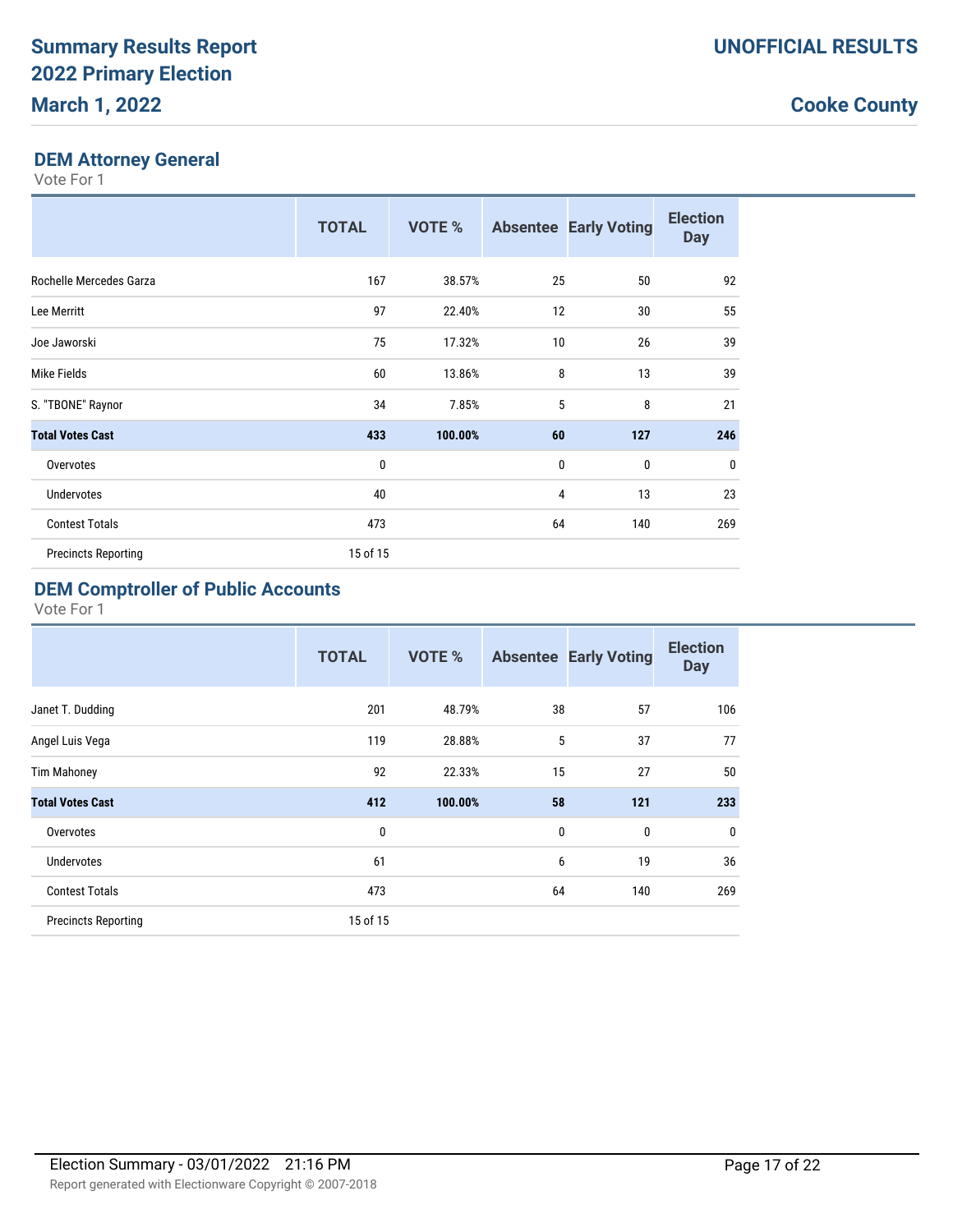## DEM Attorney General

Vote For 1

| | TOTAL | VOTE % | Absentee | Early Voting | Election Day |
|---|---|---|---|---|---|
| Rochelle Mercedes Garza | 167 | 38.57% | 25 | 50 | 92 |
| Lee Merritt | 97 | 22.40% | 12 | 30 | 55 |
| Joe Jaworski | 75 | 17.32% | 10 | 26 | 39 |
| Mike Fields | 60 | 13.86% | 8 | 13 | 39 |
| S. "TBONE" Raynor | 34 | 7.85% | 5 | 8 | 21 |
| **Total Votes Cast** | **433** | **100.00%** | **60** | **127** | **246** |
| Overvotes | 0 | | 0 | 0 | 0 |
| Undervotes | 40 | | 4 | 13 | 23 |
| Contest Totals | 473 | | 64 | 140 | 269 |
| Precincts Reporting | 15 of 15 | | | | |

## DEM Comptroller of Public Accounts

Vote For 1

| | TOTAL | VOTE % | Absentee | Early Voting | Election Day |
|---|---|---|---|---|---|
| Janet T. Dudding | 201 | 48.79% | 38 | 57 | 106 |
| Angel Luis Vega | 119 | 28.88% | 5 | 37 | 77 |
| Tim Mahoney | 92 | 22.33% | 15 | 27 | 50 |
| **Total Votes Cast** | **412** | **100.00%** | **58** | **121** | **233** |
| Overvotes | 0 | | 0 | 0 | 0 |
| Undervotes | 61 | | 6 | 19 | 36 |
| Contest Totals | 473 | | 64 | 140 | 269 |
| Precincts Reporting | 15 of 15 | | | | |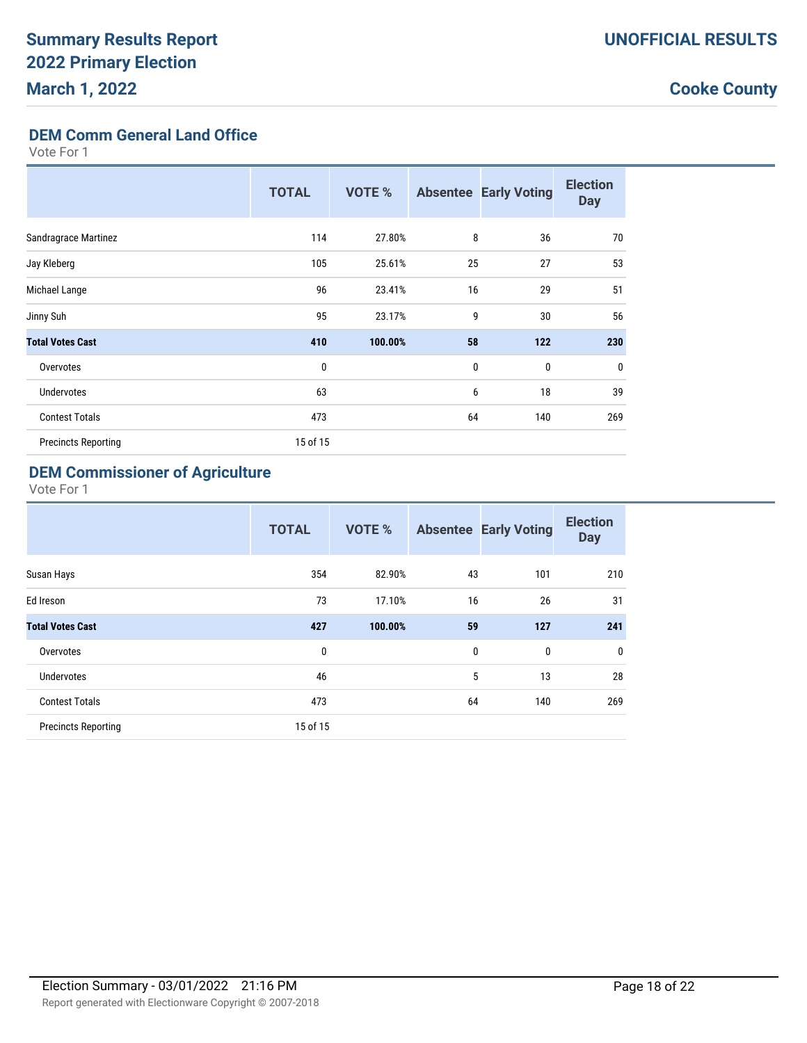# Summary Results Report
# 2022 Primary Election
# March 1, 2022

**UNOFFICIAL RESULTS**

**Cooke County**

## DEM Comm General Land Office

Vote For 1

| | TOTAL | VOTE % | Absentee | Early Voting | Election Day |
|---|---|---|---|---|---|
| Sandragrace Martinez | 114 | 27.80% | 8 | 36 | 70 |
| Jay Kleberg | 105 | 25.61% | 25 | 27 | 53 |
| Michael Lange | 96 | 23.41% | 16 | 29 | 51 |
| Jinny Suh | 95 | 23.17% | 9 | 30 | 56 |
| **Total Votes Cast** | **410** | **100.00%** | **58** | **122** | **230** |
| Overvotes | 0 | | 0 | 0 | 0 |
| Undervotes | 63 | | 6 | 18 | 39 |
| Contest Totals | 473 | | 64 | 140 | 269 |
| Precincts Reporting | 15 of 15 | | | | |

## DEM Commissioner of Agriculture

Vote For 1

| | TOTAL | VOTE % | Absentee | Early Voting | Election Day |
|---|---|---|---|---|---|
| Susan Hays | 354 | 82.90% | 43 | 101 | 210 |
| Ed Ireson | 73 | 17.10% | 16 | 26 | 31 |
| **Total Votes Cast** | **427** | **100.00%** | **59** | **127** | **241** |
| Overvotes | 0 | | 0 | 0 | 0 |
| Undervotes | 46 | | 5 | 13 | 28 |
| Contest Totals | 473 | | 64 | 140 | 269 |
| Precincts Reporting | 15 of 15 | | | | |

Election Summary - 03/01/2022 21:16 PM

Report generated with Electionware Copyright © 2007-2018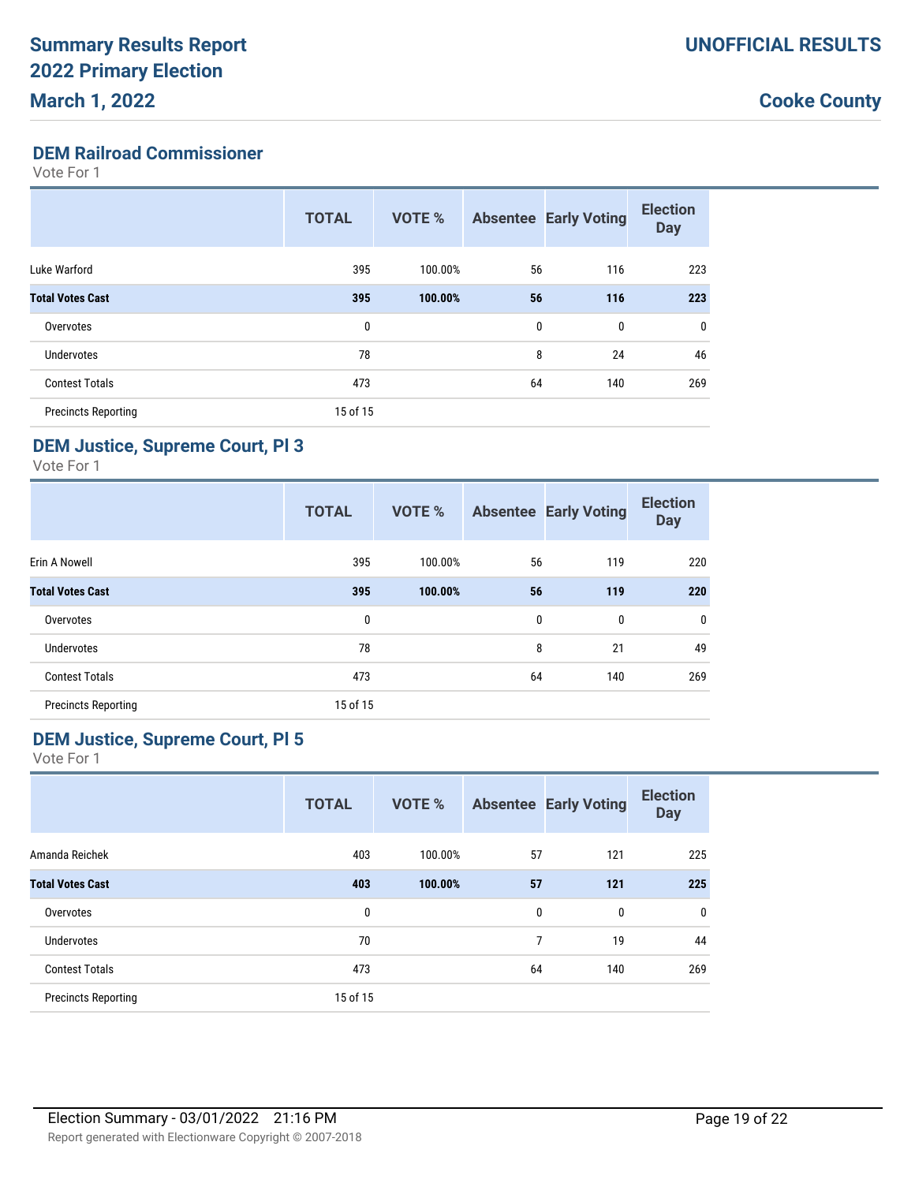# Summary Results Report
# 2022 Primary Election
# March 1, 2022

**UNOFFICIAL RESULTS**

**Cooke County**

## DEM Railroad Commissioner

Vote For 1

| | TOTAL | VOTE % | Absentee | Early Voting | Election Day |
|---|---|---|---|---|---|
| Luke Warford | 395 | 100.00% | 56 | 116 | 223 |
| **Total Votes Cast** | **395** | **100.00%** | **56** | **116** | **223** |
| Overvotes | 0 | | 0 | 0 | 0 |
| Undervotes | 78 | | 8 | 24 | 46 |
| Contest Totals | 473 | | 64 | 140 | 269 |
| Precincts Reporting | 15 of 15 | | | | |

## DEM Justice, Supreme Court, Pl 3

Vote For 1

| | TOTAL | VOTE % | Absentee | Early Voting | Election Day |
|---|---|---|---|---|---|
| Erin A Nowell | 395 | 100.00% | 56 | 119 | 220 |
| **Total Votes Cast** | **395** | **100.00%** | **56** | **119** | **220** |
| Overvotes | 0 | | 0 | 0 | 0 |
| Undervotes | 78 | | 8 | 21 | 49 |
| Contest Totals | 473 | | 64 | 140 | 269 |
| Precincts Reporting | 15 of 15 | | | | |

## DEM Justice, Supreme Court, Pl 5

Vote For 1

| | TOTAL | VOTE % | Absentee | Early Voting | Election Day |
|---|---|---|---|---|---|
| Amanda Reichek | 403 | 100.00% | 57 | 121 | 225 |
| **Total Votes Cast** | **403** | **100.00%** | **57** | **121** | **225** |
| Overvotes | 0 | | 0 | 0 | 0 |
| Undervotes | 70 | | 7 | 19 | 44 |
| Contest Totals | 473 | | 64 | 140 | 269 |
| Precincts Reporting | 15 of 15 | | | | |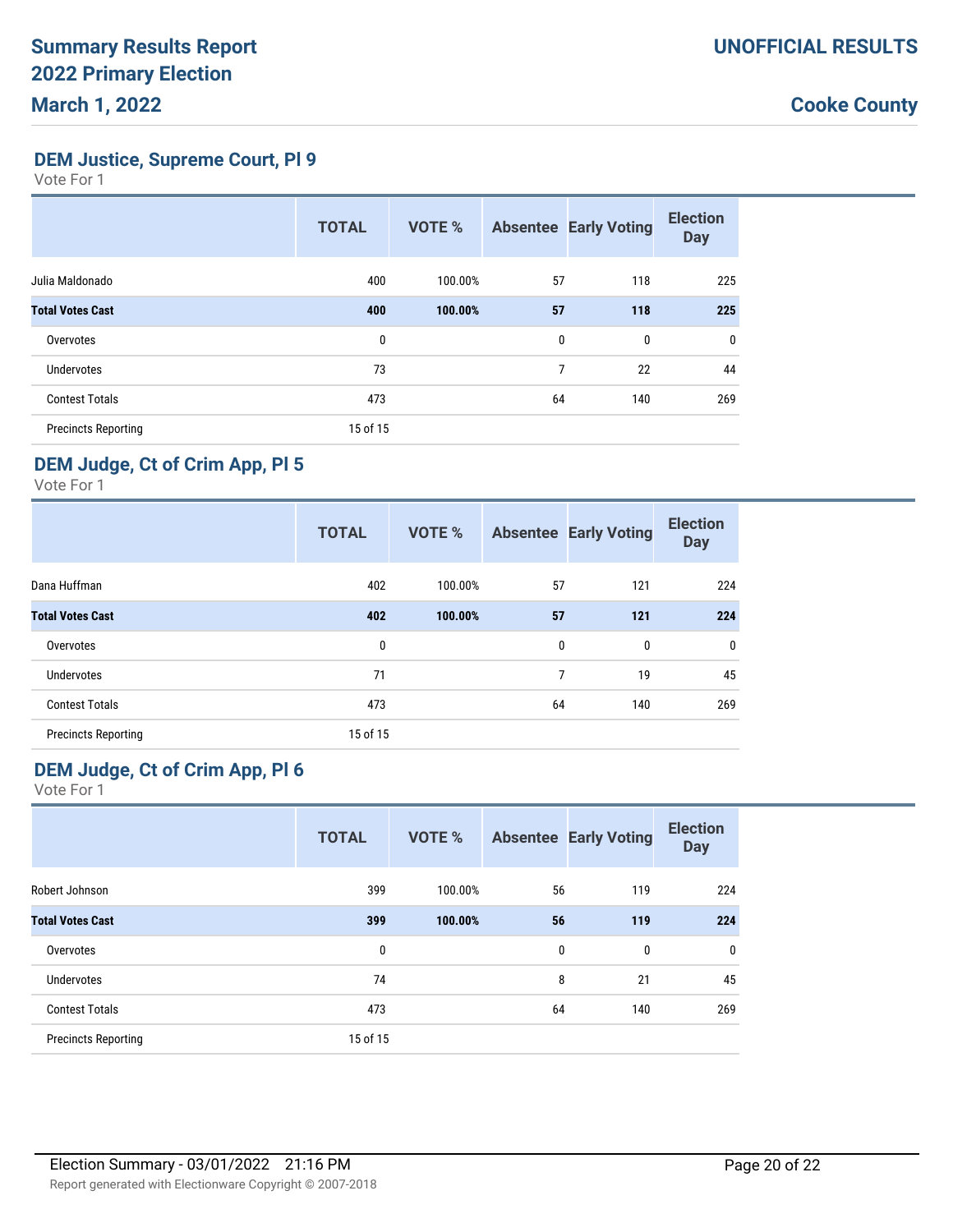# Summary Results Report
# 2022 Primary Election
# March 1, 2022

**UNOFFICIAL RESULTS**

**Cooke County**

## DEM Justice, Supreme Court, Pl 9

Vote For 1

| | TOTAL | VOTE % | Absentee | Early Voting | Election Day |
|---|---|---|---|---|---|
| Julia Maldonado | 400 | 100.00% | 57 | 118 | 225 |
| **Total Votes Cast** | **400** | **100.00%** | **57** | **118** | **225** |
| Overvotes | 0 | | 0 | 0 | 0 |
| Undervotes | 73 | | 7 | 22 | 44 |
| Contest Totals | 473 | | 64 | 140 | 269 |
| Precincts Reporting | 15 of 15 | | | | |

## DEM Judge, Ct of Crim App, Pl 5

Vote For 1

| | TOTAL | VOTE % | Absentee | Early Voting | Election Day |
|---|---|---|---|---|---|
| Dana Huffman | 402 | 100.00% | 57 | 121 | 224 |
| **Total Votes Cast** | **402** | **100.00%** | **57** | **121** | **224** |
| Overvotes | 0 | | 0 | 0 | 0 |
| Undervotes | 71 | | 7 | 19 | 45 |
| Contest Totals | 473 | | 64 | 140 | 269 |
| Precincts Reporting | 15 of 15 | | | | |

## DEM Judge, Ct of Crim App, Pl 6

Vote For 1

| | TOTAL | VOTE % | Absentee | Early Voting | Election Day |
|---|---|---|---|---|---|
| Robert Johnson | 399 | 100.00% | 56 | 119 | 224 |
| **Total Votes Cast** | **399** | **100.00%** | **56** | **119** | **224** |
| Overvotes | 0 | | 0 | 0 | 0 |
| Undervotes | 74 | | 8 | 21 | 45 |
| Contest Totals | 473 | | 64 | 140 | 269 |
| Precincts Reporting | 15 of 15 | | | | |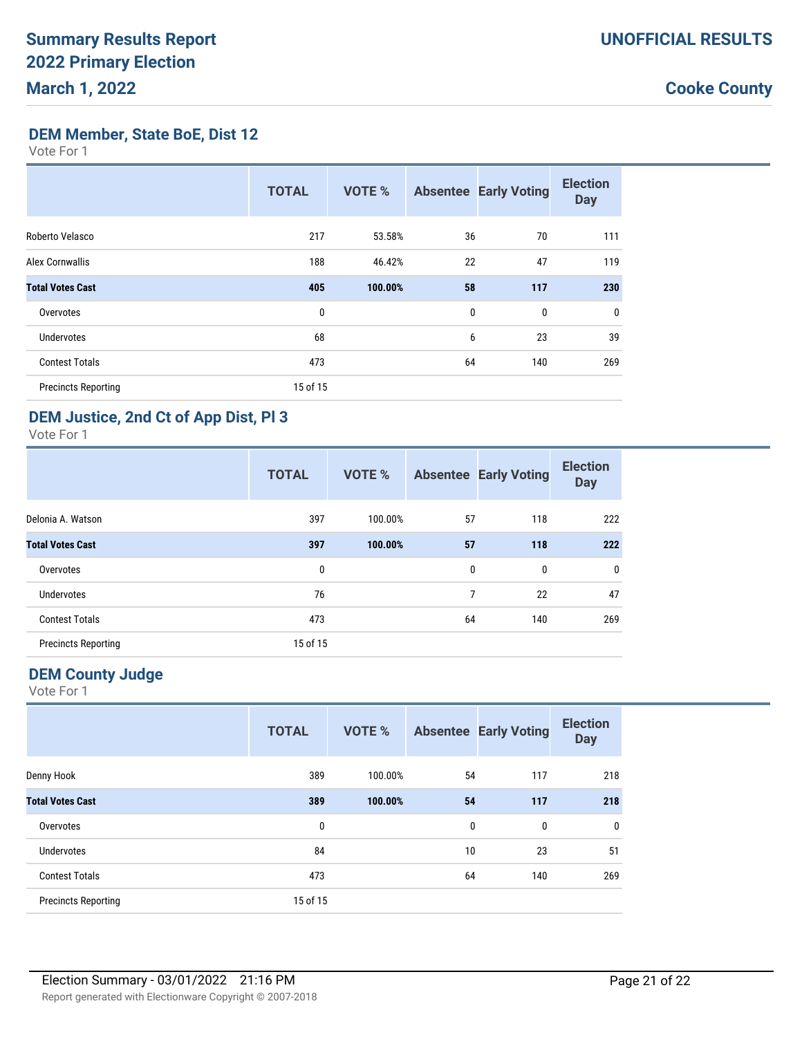# Summary Results Report
# 2022 Primary Election
# March 1, 2022

**UNOFFICIAL RESULTS**

**Cooke County**

## DEM Member, State BoE, Dist 12

Vote For 1

| | TOTAL | VOTE % | Absentee | Early Voting | Election Day |
|---|---|---|---|---|---|
| Roberto Velasco | 217 | 53.58% | 36 | 70 | 111 |
| Alex Cornwallis | 188 | 46.42% | 22 | 47 | 119 |
| **Total Votes Cast** | **405** | **100.00%** | **58** | **117** | **230** |
| Overvotes | 0 | | 0 | 0 | 0 |
| Undervotes | 68 | | 6 | 23 | 39 |
| Contest Totals | 473 | | 64 | 140 | 269 |
| Precincts Reporting | 15 of 15 | | | | |

## DEM Justice, 2nd Ct of App Dist, Pl 3

Vote For 1

| | TOTAL | VOTE % | Absentee | Early Voting | Election Day |
|---|---|---|---|---|---|
| Delonia A. Watson | 397 | 100.00% | 57 | 118 | 222 |
| **Total Votes Cast** | **397** | **100.00%** | **57** | **118** | **222** |
| Overvotes | 0 | | 0 | 0 | 0 |
| Undervotes | 76 | | 7 | 22 | 47 |
| Contest Totals | 473 | | 64 | 140 | 269 |
| Precincts Reporting | 15 of 15 | | | | |

## DEM County Judge

Vote For 1

| | TOTAL | VOTE % | Absentee | Early Voting | Election Day |
|---|---|---|---|---|---|
| Denny Hook | 389 | 100.00% | 54 | 117 | 218 |
| **Total Votes Cast** | **389** | **100.00%** | **54** | **117** | **218** |
| Overvotes | 0 | | 0 | 0 | 0 |
| Undervotes | 84 | | 10 | 23 | 51 |
| Contest Totals | 473 | | 64 | 140 | 269 |
| Precincts Reporting | 15 of 15 | | | | |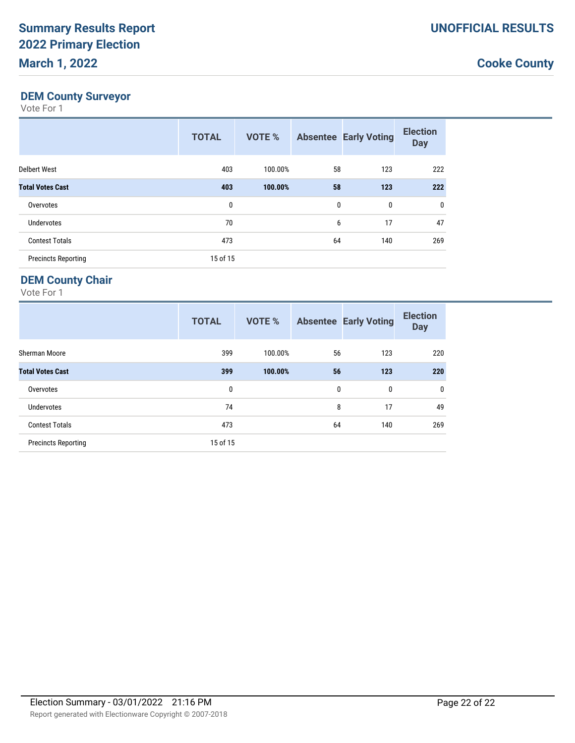# Summary Results Report 2022 Primary Election

**March 1, 2022**

**UNOFFICIAL RESULTS**

**Cooke County**

## DEM County Surveyor

Vote For 1

| | TOTAL | VOTE % | Absentee | Early Voting | Election Day |
|---|---|---|---|---|---|
| Delbert West | 403 | 100.00% | 58 | 123 | 222 |
| **Total Votes Cast** | **403** | **100.00%** | **58** | **123** | **222** |
| Overvotes | 0 | | 0 | 0 | 0 |
| Undervotes | 70 | | 6 | 17 | 47 |
| Contest Totals | 473 | | 64 | 140 | 269 |
| Precincts Reporting | 15 of 15 | | | | |

## DEM County Chair

Vote For 1

| | TOTAL | VOTE % | Absentee | Early Voting | Election Day |
|---|---|---|---|---|---|
| Sherman Moore | 399 | 100.00% | 56 | 123 | 220 |
| **Total Votes Cast** | **399** | **100.00%** | **56** | **123** | **220** |
| Overvotes | 0 | | 0 | 0 | 0 |
| Undervotes | 74 | | 8 | 17 | 49 |
| Contest Totals | 473 | | 64 | 140 | 269 |
| Precincts Reporting | 15 of 15 | | | | |

Election Summary - 03/01/2022 21:16 PM

Report generated with Electionware Copyright © 2007-2018